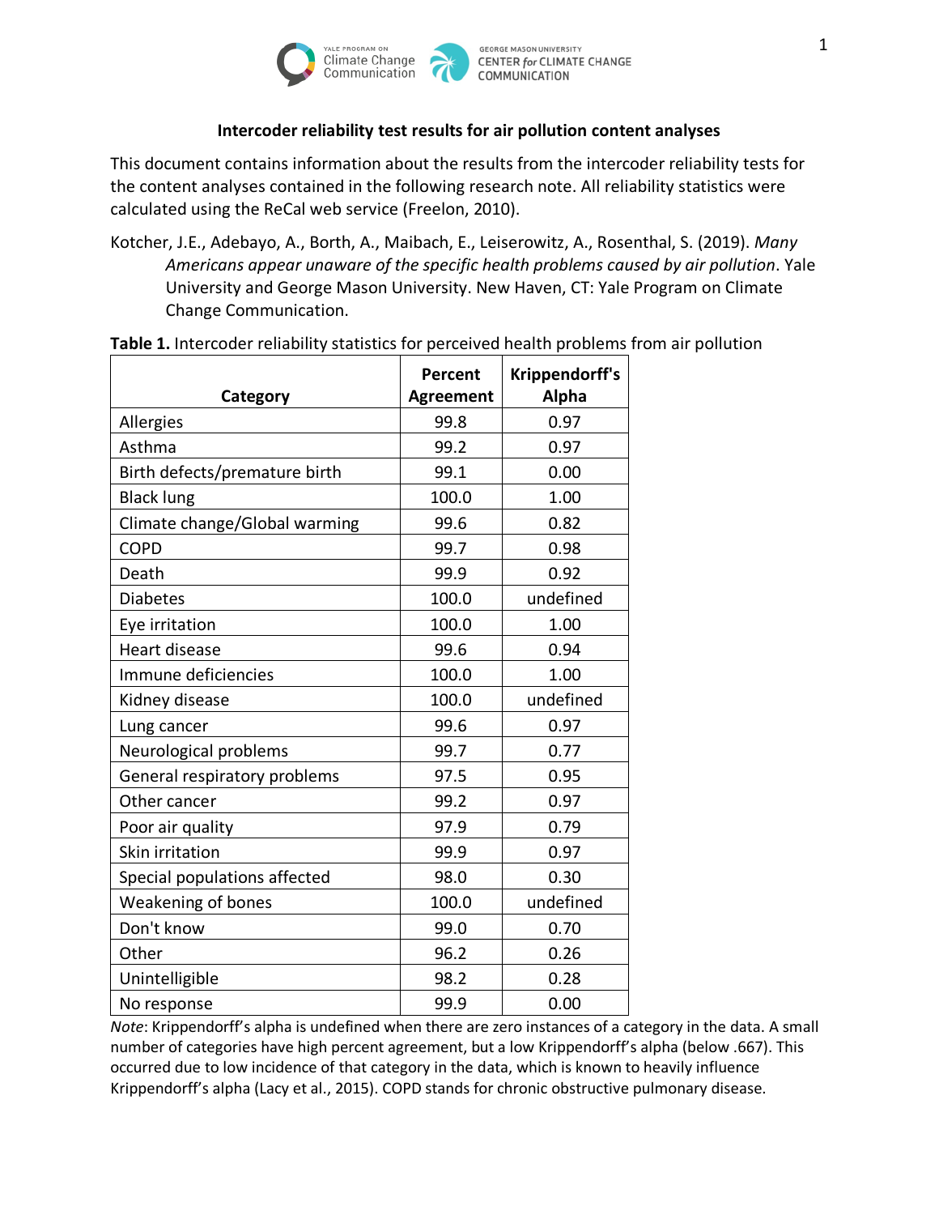**Intercoder reliability test results for air pollution content analyses**

This document contains information about the results from the intercoder reliability tests for the content analyses contained in the following research note. All reliability statistics were calculated using the ReCal web service (Freelon, 2010).

Kotcher, J.E., Adebayo, A., Borth, A., Maibach, E., Leiserowitz, A., Rosenthal, S. (2019). *Many Americans appear unaware of the specific health problems caused by air pollution*. Yale University and George Mason University. New Haven, CT: Yale Program on Climate Change Communication.

**Table 1.** Intercoder reliability statistics for perceived health problems from air pollution

| Category | Percent Agreement | Krippendorff's Alpha |
|---|---|---|
| Allergies | 99.8 | 0.97 |
| Asthma | 99.2 | 0.97 |
| Birth defects/premature birth | 99.1 | 0.00 |
| Black lung | 100.0 | 1.00 |
| Climate change/Global warming | 99.6 | 0.82 |
| COPD | 99.7 | 0.98 |
| Death | 99.9 | 0.92 |
| Diabetes | 100.0 | undefined |
| Eye irritation | 100.0 | 1.00 |
| Heart disease | 99.6 | 0.94 |
| Immune deficiencies | 100.0 | 1.00 |
| Kidney disease | 100.0 | undefined |
| Lung cancer | 99.6 | 0.97 |
| Neurological problems | 99.7 | 0.77 |
| General respiratory problems | 97.5 | 0.95 |
| Other cancer | 99.2 | 0.97 |
| Poor air quality | 97.9 | 0.79 |
| Skin irritation | 99.9 | 0.97 |
| Special populations affected | 98.0 | 0.30 |
| Weakening of bones | 100.0 | undefined |
| Don't know | 99.0 | 0.70 |
| Other | 96.2 | 0.26 |
| Unintelligible | 98.2 | 0.28 |
| No response | 99.9 | 0.00 |

*Note*: Krippendorff's alpha is undefined when there are zero instances of a category in the data. A small number of categories have high percent agreement, but a low Krippendorff's alpha (below .667). This occurred due to low incidence of that category in the data, which is known to heavily influence Krippendorff's alpha (Lacy et al., 2015). COPD stands for chronic obstructive pulmonary disease.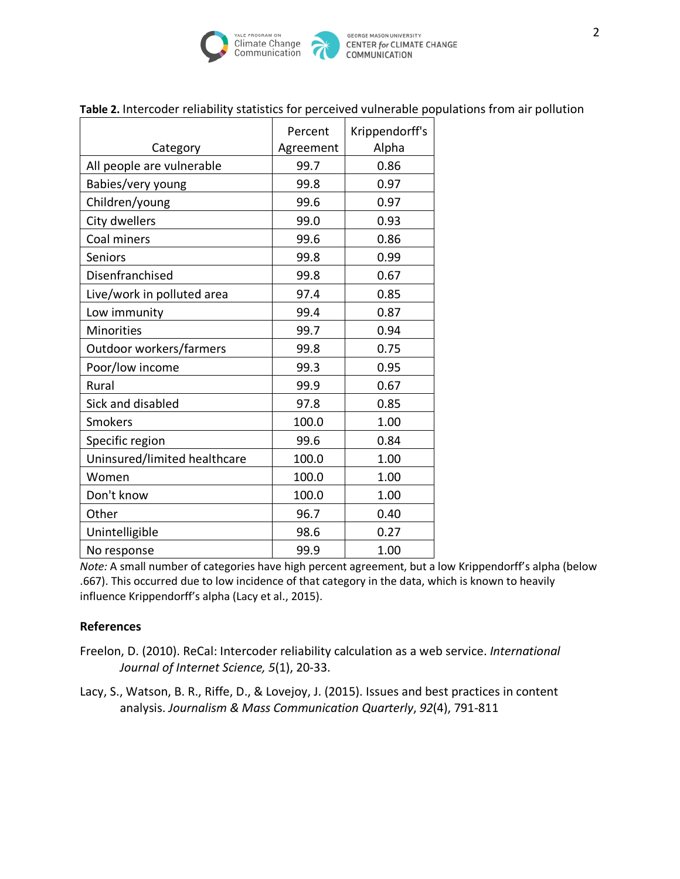**Table 2.** Intercoder reliability statistics for perceived vulnerable populations from air pollution

| Category | Percent Agreement | Krippendorff's Alpha |
| --- | --- | --- |
| All people are vulnerable | 99.7 | 0.86 |
| Babies/very young | 99.8 | 0.97 |
| Children/young | 99.6 | 0.97 |
| City dwellers | 99.0 | 0.93 |
| Coal miners | 99.6 | 0.86 |
| Seniors | 99.8 | 0.99 |
| Disenfranchised | 99.8 | 0.67 |
| Live/work in polluted area | 97.4 | 0.85 |
| Low immunity | 99.4 | 0.87 |
| Minorities | 99.7 | 0.94 |
| Outdoor workers/farmers | 99.8 | 0.75 |
| Poor/low income | 99.3 | 0.95 |
| Rural | 99.9 | 0.67 |
| Sick and disabled | 97.8 | 0.85 |
| Smokers | 100.0 | 1.00 |
| Specific region | 99.6 | 0.84 |
| Uninsured/limited healthcare | 100.0 | 1.00 |
| Women | 100.0 | 1.00 |
| Don't know | 100.0 | 1.00 |
| Other | 96.7 | 0.40 |
| Unintelligible | 98.6 | 0.27 |
| No response | 99.9 | 1.00 |

*Note:* A small number of categories have high percent agreement, but a low Krippendorff's alpha (below .667). This occurred due to low incidence of that category in the data, which is known to heavily influence Krippendorff's alpha (Lacy et al., 2015).

### References

Freelon, D. (2010). ReCal: Intercoder reliability calculation as a web service. *International Journal of Internet Science, 5*(1), 20-33.

Lacy, S., Watson, B. R., Riffe, D., & Lovejoy, J. (2015). Issues and best practices in content analysis. *Journalism & Mass Communication Quarterly*, *92*(4), 791-811